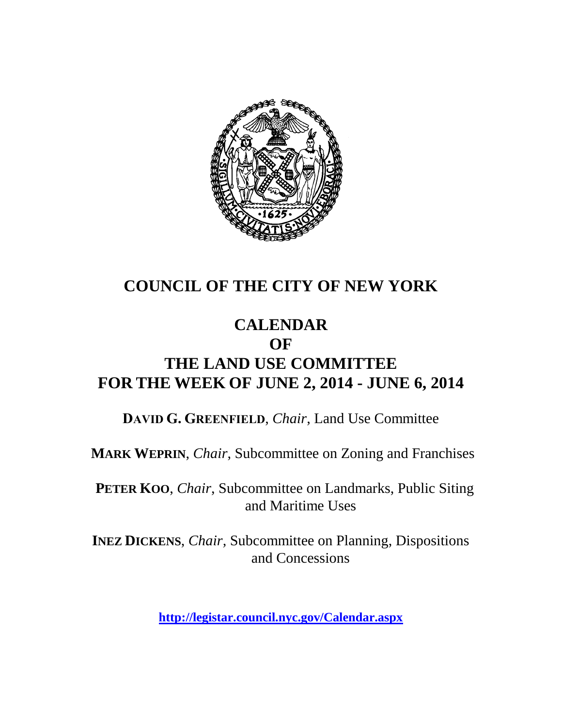# COUNCIL OF THE CITY OF NEW YORK

# CALENDAR
# OF
# THE LAND USE COMMITTEE
# FOR THE WEEK OF JUNE 2, 2014 - JUNE 6, 2014

**DAVID G. GREENFIELD**, *Chair*, Land Use Committee

**MARK WEPRIN**, *Chair*, Subcommittee on Zoning and Franchises

**PETER KOO**, *Chair*, Subcommittee on Landmarks, Public Siting and Maritime Uses

**INEZ DICKENS**, *Chair*, Subcommittee on Planning, Dispositions and Concessions

**http://legistar.council.nyc.gov/Calendar.aspx**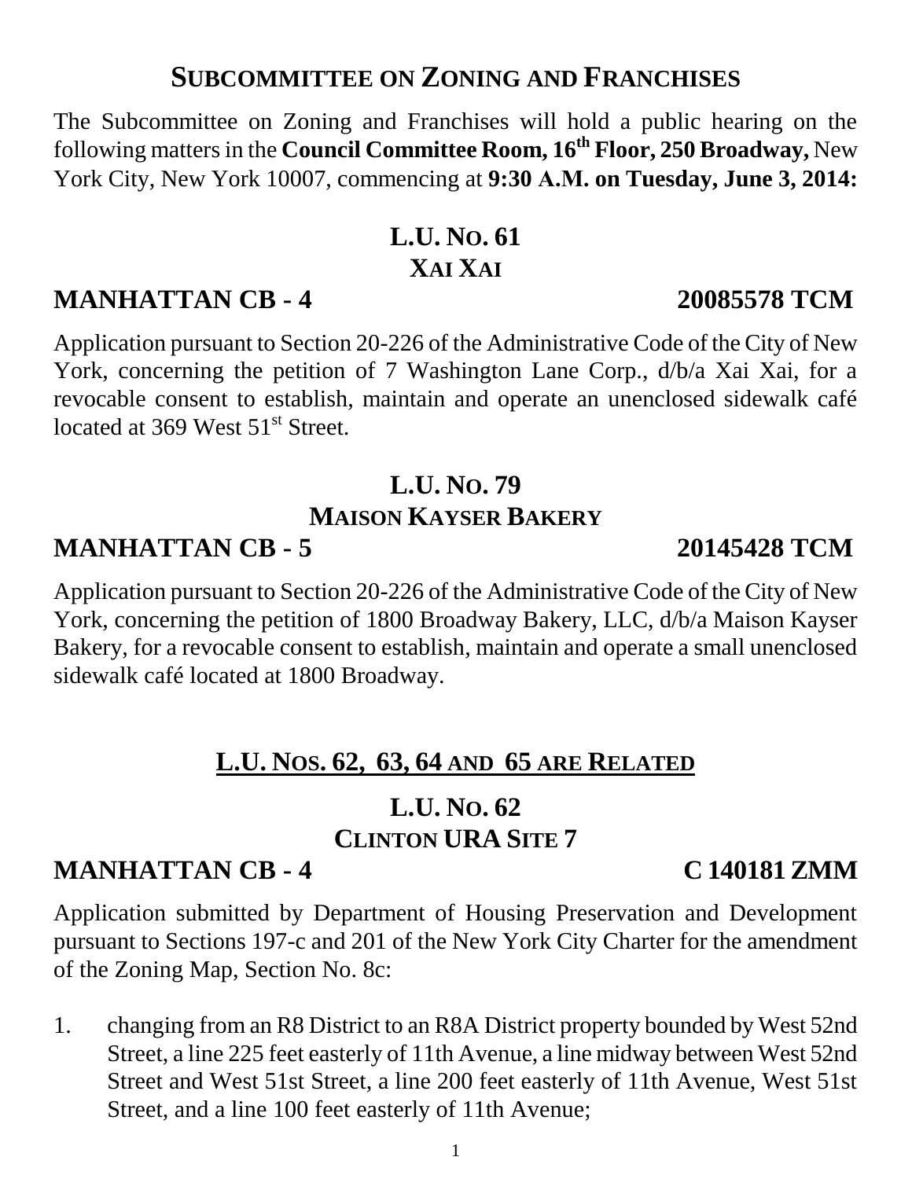## SUBCOMMITTEE ON ZONING AND FRANCHISES

The Subcommittee on Zoning and Franchises will hold a public hearing on the following matters in the **Council Committee Room, 16th Floor, 250 Broadway,** New York City, New York 10007, commencing at **9:30 A.M. on Tuesday, June 3, 2014:**

### L.U. NO. 61
### XAI XAI

**MANHATTAN CB - 4** **20085578 TCM**

Application pursuant to Section 20-226 of the Administrative Code of the City of New York, concerning the petition of 7 Washington Lane Corp., d/b/a Xai Xai, for a revocable consent to establish, maintain and operate an unenclosed sidewalk café located at 369 West 51st Street.

### L.U. NO. 79
### MAISON KAYSER BAKERY

**MANHATTAN CB - 5** **20145428 TCM**

Application pursuant to Section 20-226 of the Administrative Code of the City of New York, concerning the petition of 1800 Broadway Bakery, LLC, d/b/a Maison Kayser Bakery, for a revocable consent to establish, maintain and operate a small unenclosed sidewalk café located at 1800 Broadway.

### L.U. NOS. 62, 63, 64 AND 65 ARE RELATED

### L.U. NO. 62
### CLINTON URA SITE 7

**MANHATTAN CB - 4** **C 140181 ZMM**

Application submitted by Department of Housing Preservation and Development pursuant to Sections 197-c and 201 of the New York City Charter for the amendment of the Zoning Map, Section No. 8c:

1. changing from an R8 District to an R8A District property bounded by West 52nd Street, a line 225 feet easterly of 11th Avenue, a line midway between West 52nd Street and West 51st Street, a line 200 feet easterly of 11th Avenue, West 51st Street, and a line 100 feet easterly of 11th Avenue;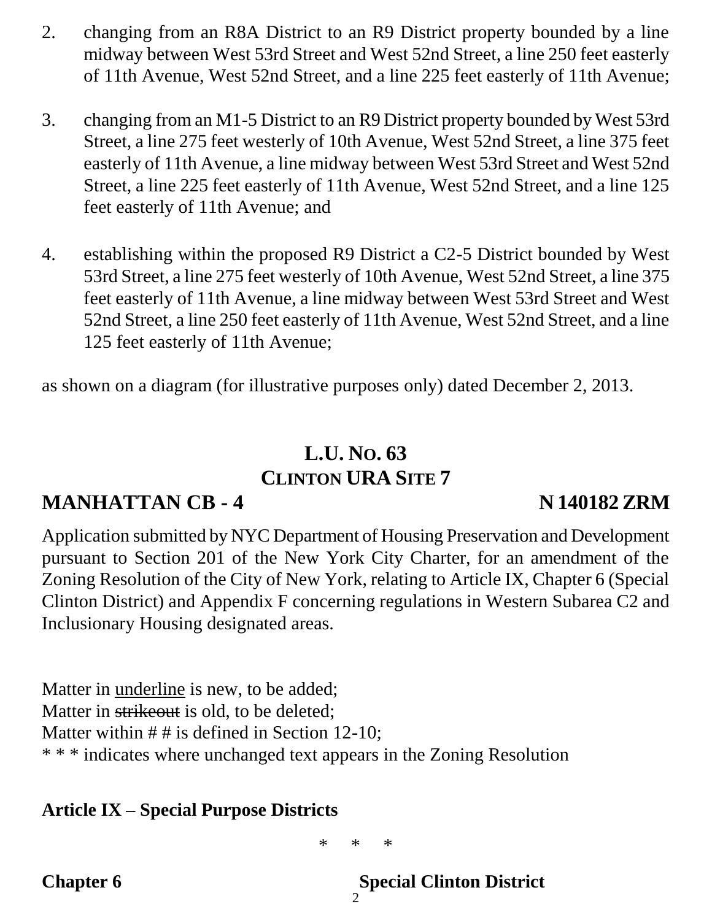2. changing from an R8A District to an R9 District property bounded by a line midway between West 53rd Street and West 52nd Street, a line 250 feet easterly of 11th Avenue, West 52nd Street, and a line 225 feet easterly of 11th Avenue;

3. changing from an M1-5 District to an R9 District property bounded by West 53rd Street, a line 275 feet westerly of 10th Avenue, West 52nd Street, a line 375 feet easterly of 11th Avenue, a line midway between West 53rd Street and West 52nd Street, a line 225 feet easterly of 11th Avenue, West 52nd Street, and a line 125 feet easterly of 11th Avenue; and

4. establishing within the proposed R9 District a C2-5 District bounded by West 53rd Street, a line 275 feet westerly of 10th Avenue, West 52nd Street, a line 375 feet easterly of 11th Avenue, a line midway between West 53rd Street and West 52nd Street, a line 250 feet easterly of 11th Avenue, West 52nd Street, and a line 125 feet easterly of 11th Avenue;

as shown on a diagram (for illustrative purposes only) dated December 2, 2013.

## L.U. No. 63
## Clinton URA Site 7

**MANHATTAN CB - 4** **N 140182 ZRM**

Application submitted by NYC Department of Housing Preservation and Development pursuant to Section 201 of the New York City Charter, for an amendment of the Zoning Resolution of the City of New York, relating to Article IX, Chapter 6 (Special Clinton District) and Appendix F concerning regulations in Western Subarea C2 and Inclusionary Housing designated areas.

Matter in <u>underline</u> is new, to be added;
Matter in ~~strikeout~~ is old, to be deleted;
Matter within # # is defined in Section 12-10;
* * * indicates where unchanged text appears in the Zoning Resolution

**Article IX – Special Purpose Districts**

\* \* \*

**Chapter 6** **Special Clinton District**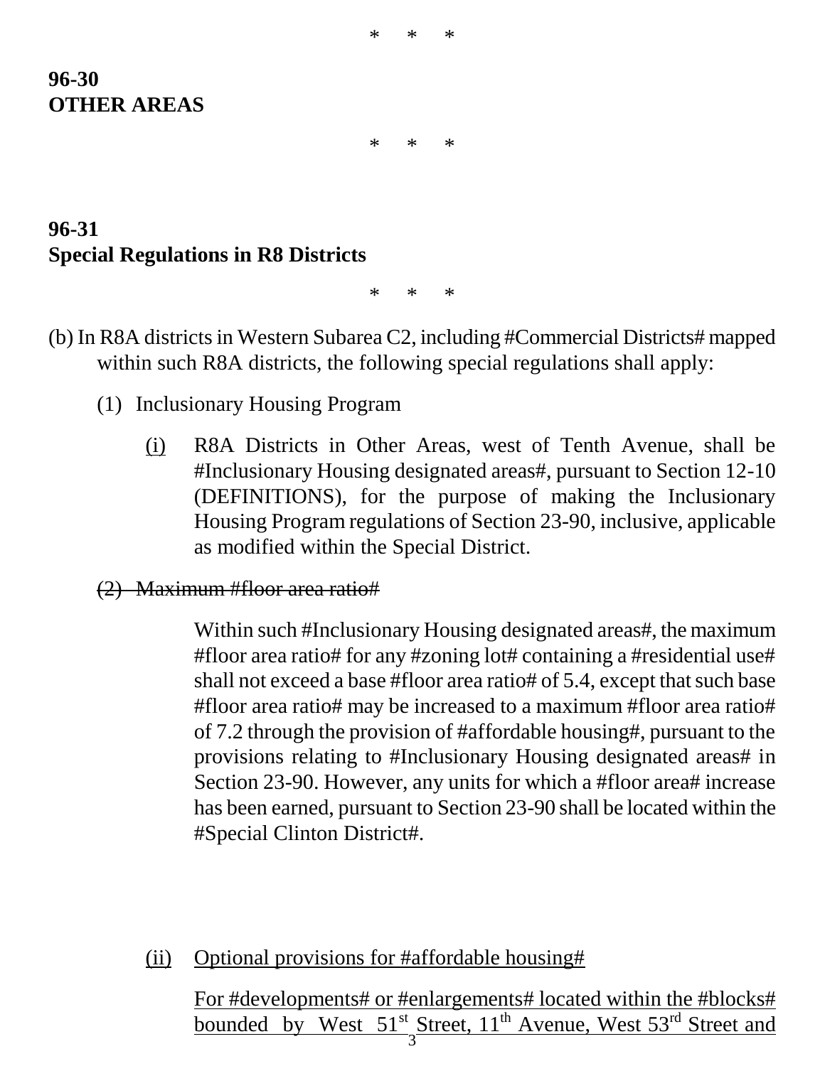\*     \*     \*

**96-30**
**OTHER AREAS**

\*     \*     \*

**96-31**
**Special Regulations in R8 Districts**

\*     \*     \*

(b) In R8A districts in Western Subarea C2, including #Commercial Districts# mapped within such R8A districts, the following special regulations shall apply:

(1) Inclusionary Housing Program

(i) R8A Districts in Other Areas, west of Tenth Avenue, shall be #Inclusionary Housing designated areas#, pursuant to Section 12-10 (DEFINITIONS), for the purpose of making the Inclusionary Housing Program regulations of Section 23-90, inclusive, applicable as modified within the Special District.

~~(2) Maximum #floor area ratio#~~

Within such #Inclusionary Housing designated areas#, the maximum #floor area ratio# for any #zoning lot# containing a #residential use# shall not exceed a base #floor area ratio# of 5.4, except that such base #floor area ratio# may be increased to a maximum #floor area ratio# of 7.2 through the provision of #affordable housing#, pursuant to the provisions relating to #Inclusionary Housing designated areas# in Section 23-90. However, any units for which a #floor area# increase has been earned, pursuant to Section 23-90 shall be located within the #Special Clinton District#.

(ii) Optional provisions for #affordable housing#

For #developments# or #enlargements# located within the #blocks# bounded by West 51st Street, 11th Avenue, West 53rd Street and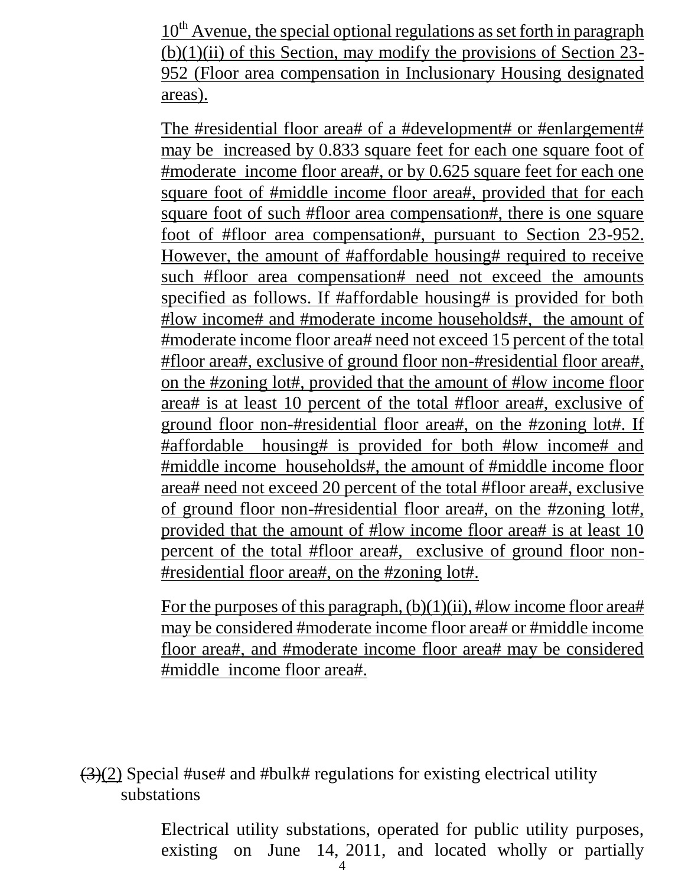10th Avenue, the special optional regulations as set forth in paragraph (b)(1)(ii) of this Section, may modify the provisions of Section 23-952 (Floor area compensation in Inclusionary Housing designated areas).

The #residential floor area# of a #development# or #enlargement# may be increased by 0.833 square feet for each one square foot of #moderate income floor area#, or by 0.625 square feet for each one square foot of #middle income floor area#, provided that for each square foot of such #floor area compensation#, there is one square foot of #floor area compensation#, pursuant to Section 23-952. However, the amount of #affordable housing# required to receive such #floor area compensation# need not exceed the amounts specified as follows. If #affordable housing# is provided for both #low income# and #moderate income households#, the amount of #moderate income floor area# need not exceed 15 percent of the total #floor area#, exclusive of ground floor non-#residential floor area#, on the #zoning lot#, provided that the amount of #low income floor area# is at least 10 percent of the total #floor area#, exclusive of ground floor non-#residential floor area#, on the #zoning lot#. If #affordable housing# is provided for both #low income# and #middle income households#, the amount of #middle income floor area# need not exceed 20 percent of the total #floor area#, exclusive of ground floor non-#residential floor area#, on the #zoning lot#, provided that the amount of #low income floor area# is at least 10 percent of the total #floor area#, exclusive of ground floor non-#residential floor area#, on the #zoning lot#.

For the purposes of this paragraph, (b)(1)(ii), #low income floor area# may be considered #moderate income floor area# or #middle income floor area#, and #moderate income floor area# may be considered #middle income floor area#.

~~(3)~~(2) Special #use# and #bulk# regulations for existing electrical utility substations

Electrical utility substations, operated for public utility purposes, existing on June 14, 2011, and located wholly or partially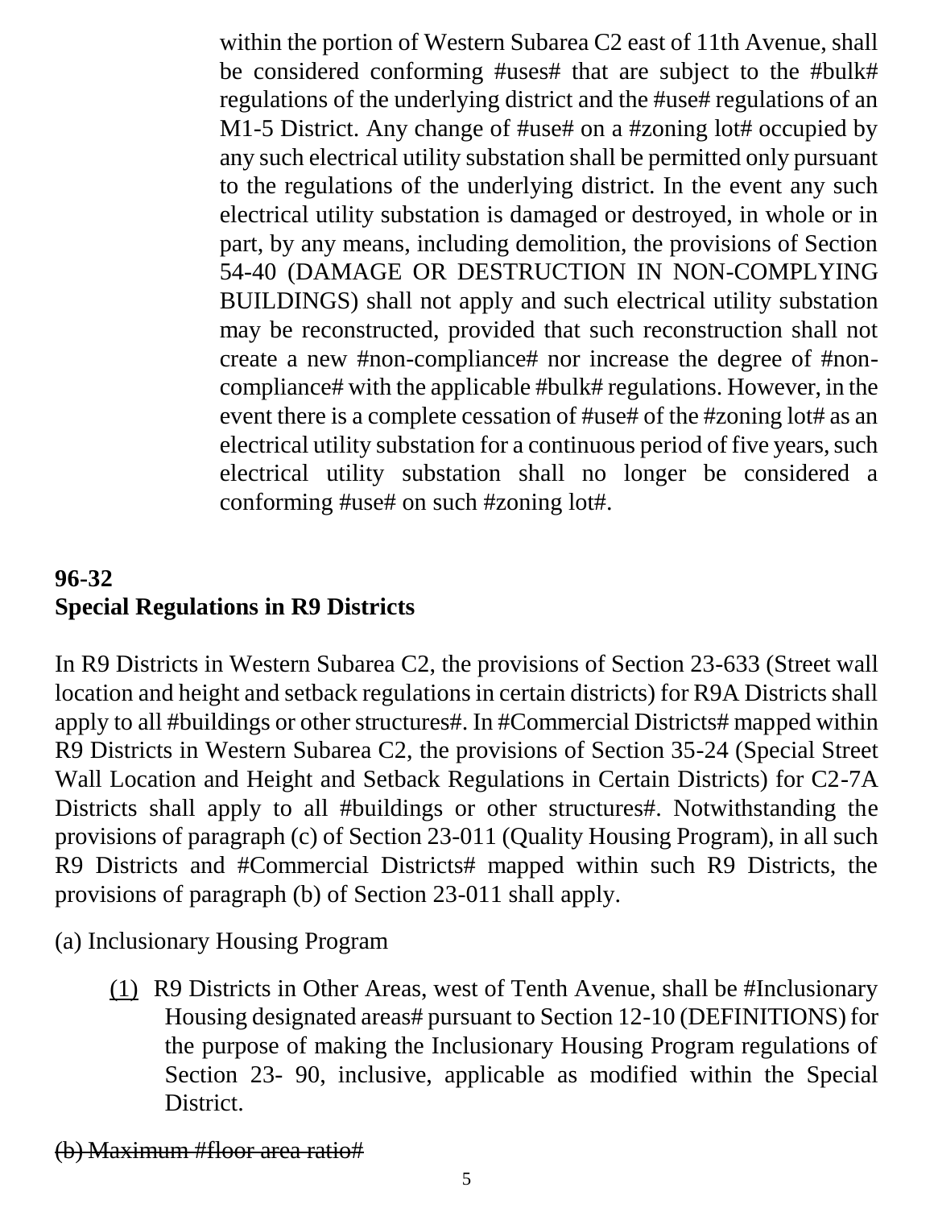within the portion of Western Subarea C2 east of 11th Avenue, shall be considered conforming #uses# that are subject to the #bulk# regulations of the underlying district and the #use# regulations of an M1-5 District. Any change of #use# on a #zoning lot# occupied by any such electrical utility substation shall be permitted only pursuant to the regulations of the underlying district. In the event any such electrical utility substation is damaged or destroyed, in whole or in part, by any means, including demolition, the provisions of Section 54-40 (DAMAGE OR DESTRUCTION IN NON-COMPLYING BUILDINGS) shall not apply and such electrical utility substation may be reconstructed, provided that such reconstruction shall not create a new #non-compliance# nor increase the degree of #non-compliance# with the applicable #bulk# regulations. However, in the event there is a complete cessation of #use# of the #zoning lot# as an electrical utility substation for a continuous period of five years, such electrical utility substation shall no longer be considered a conforming #use# on such #zoning lot#.

**96-32**
**Special Regulations in R9 Districts**

In R9 Districts in Western Subarea C2, the provisions of Section 23-633 (Street wall location and height and setback regulations in certain districts) for R9A Districts shall apply to all #buildings or other structures#. In #Commercial Districts# mapped within R9 Districts in Western Subarea C2, the provisions of Section 35-24 (Special Street Wall Location and Height and Setback Regulations in Certain Districts) for C2-7A Districts shall apply to all #buildings or other structures#. Notwithstanding the provisions of paragraph (c) of Section 23-011 (Quality Housing Program), in all such R9 Districts and #Commercial Districts# mapped within such R9 Districts, the provisions of paragraph (b) of Section 23-011 shall apply.

(a) Inclusionary Housing Program

(1) R9 Districts in Other Areas, west of Tenth Avenue, shall be #Inclusionary Housing designated areas# pursuant to Section 12-10 (DEFINITIONS) for the purpose of making the Inclusionary Housing Program regulations of Section 23- 90, inclusive, applicable as modified within the Special District.

~~(b) Maximum #floor area ratio#~~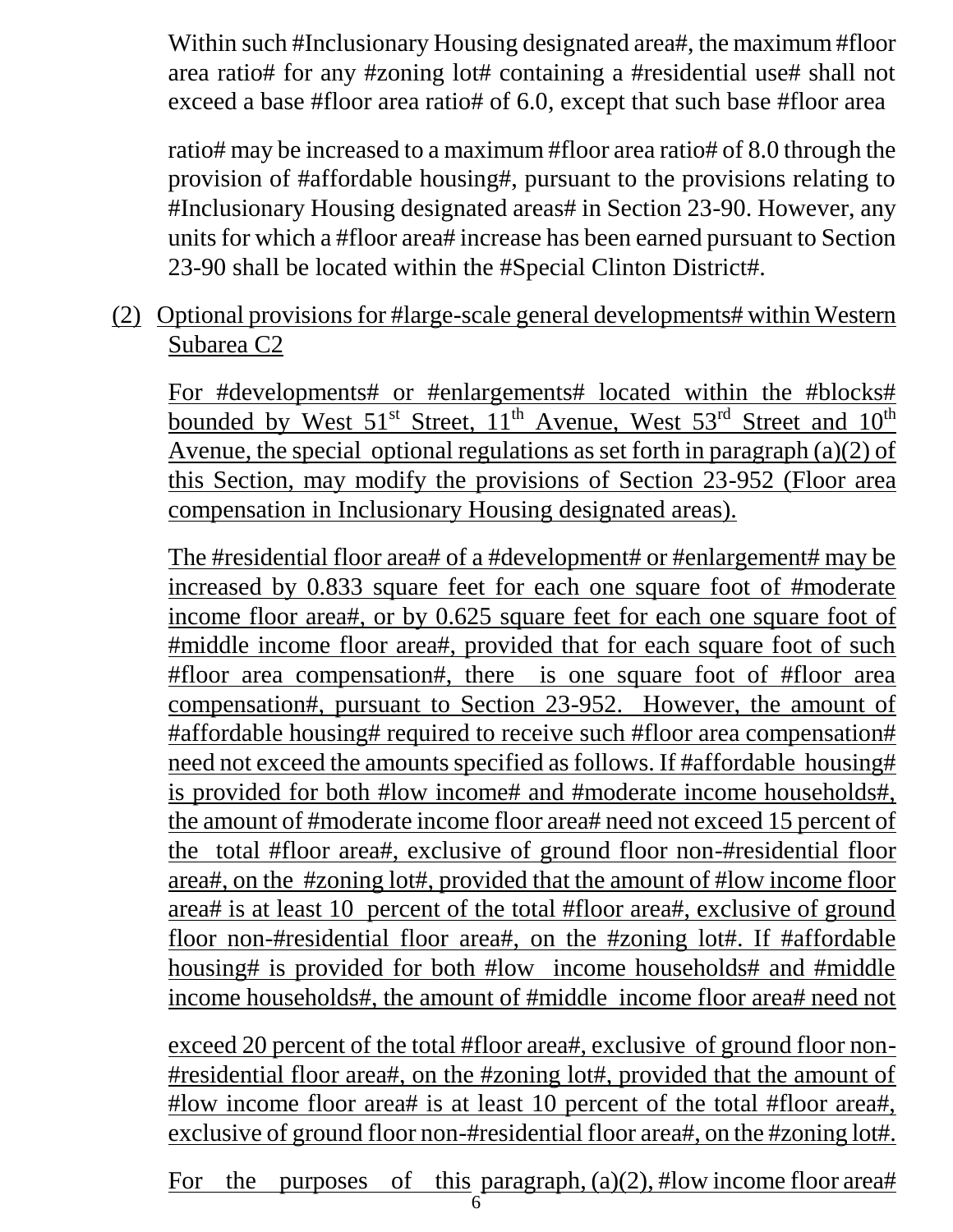Within such #Inclusionary Housing designated area#, the maximum #floor area ratio# for any #zoning lot# containing a #residential use# shall not exceed a base #floor area ratio# of 6.0, except that such base #floor area ratio# may be increased to a maximum #floor area ratio# of 8.0 through the provision of #affordable housing#, pursuant to the provisions relating to #Inclusionary Housing designated areas# in Section 23-90. However, any units for which a #floor area# increase has been earned pursuant to Section 23-90 shall be located within the #Special Clinton District#.

(2) Optional provisions for #large-scale general developments# within Western Subarea C2

For #developments# or #enlargements# located within the #blocks# bounded by West 51st Street, 11th Avenue, West 53rd Street and 10th Avenue, the special optional regulations as set forth in paragraph (a)(2) of this Section, may modify the provisions of Section 23-952 (Floor area compensation in Inclusionary Housing designated areas).

The #residential floor area# of a #development# or #enlargement# may be increased by 0.833 square feet for each one square foot of #moderate income floor area#, or by 0.625 square feet for each one square foot of #middle income floor area#, provided that for each square foot of such #floor area compensation#, there is one square foot of #floor area compensation#, pursuant to Section 23-952. However, the amount of #affordable housing# required to receive such #floor area compensation# need not exceed the amounts specified as follows. If #affordable housing# is provided for both #low income# and #moderate income households#, the amount of #moderate income floor area# need not exceed 15 percent of the total #floor area#, exclusive of ground floor non-#residential floor area#, on the #zoning lot#, provided that the amount of #low income floor area# is at least 10 percent of the total #floor area#, exclusive of ground floor non-#residential floor area#, on the #zoning lot#. If #affordable housing# is provided for both #low income households# and #middle income households#, the amount of #middle income floor area# need not exceed 20 percent of the total #floor area#, exclusive of ground floor non-#residential floor area#, on the #zoning lot#, provided that the amount of #low income floor area# is at least 10 percent of the total #floor area#, exclusive of ground floor non-#residential floor area#, on the #zoning lot#.

For the purposes of this paragraph, (a)(2), #low income floor area#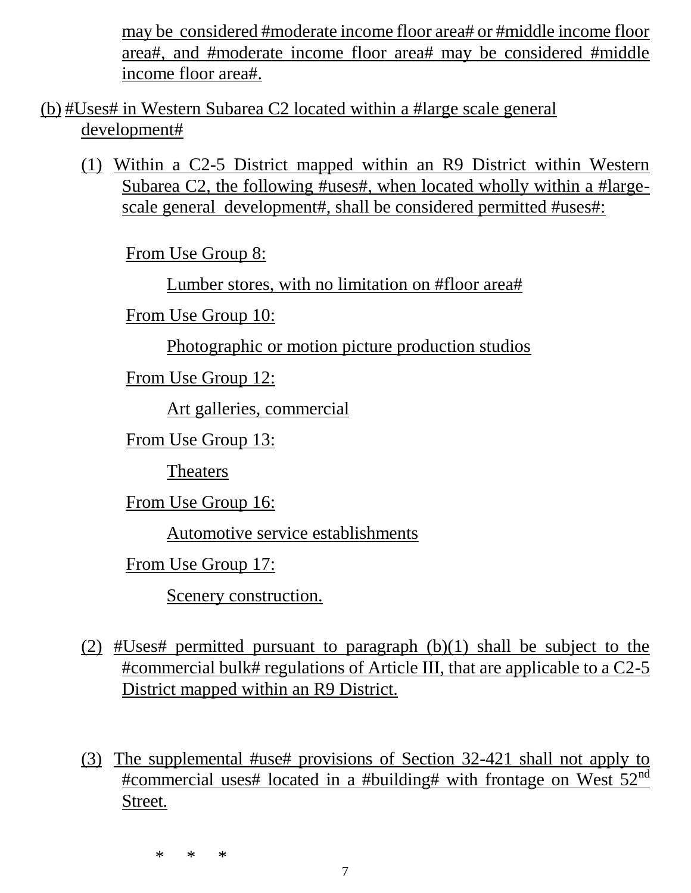may be considered #moderate income floor area# or #middle income floor area#, and #moderate income floor area# may be considered #middle income floor area#.

(b) #Uses# in Western Subarea C2 located within a #large scale general development#

(1) Within a C2-5 District mapped within an R9 District within Western Subarea C2, the following #uses#, when located wholly within a #large-scale general development#, shall be considered permitted #uses#:

From Use Group 8:

Lumber stores, with no limitation on #floor area#

From Use Group 10:

Photographic or motion picture production studios

From Use Group 12:

Art galleries, commercial

From Use Group 13:

Theaters

From Use Group 16:

Automotive service establishments

From Use Group 17:

Scenery construction.

(2) #Uses# permitted pursuant to paragraph (b)(1) shall be subject to the #commercial bulk# regulations of Article III, that are applicable to a C2-5 District mapped within an R9 District.

(3) The supplemental #use# provisions of Section 32-421 shall not apply to #commercial uses# located in a #building# with frontage on West 52nd Street.

\*     \*     \*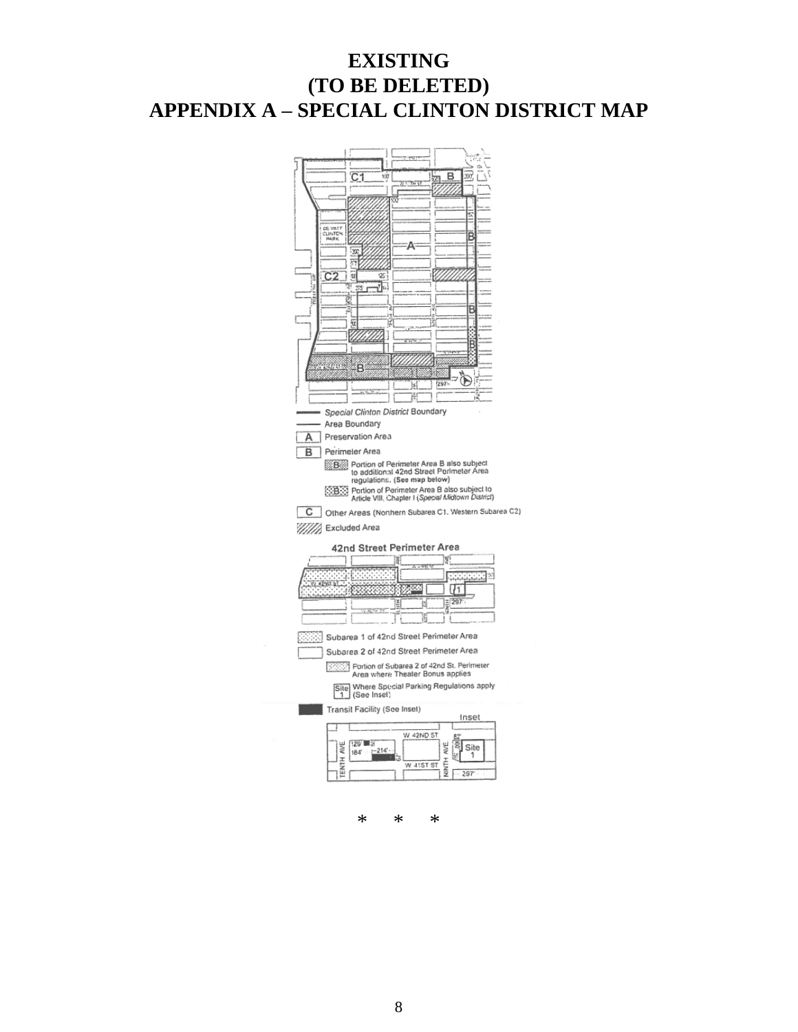# EXISTING
# (TO BE DELETED)
# APPENDIX A – SPECIAL CLINTON DISTRICT MAP

Special Clinton District Boundary

Area Boundary

A Preservation Area

B Perimeter Area

B Portion of Perimeter Area B also subject to additional 42nd Street Perimeter Area regulations. (See map below)

B Portion of Perimeter Area B also subject to Article VIII, Chapter I (*Special Midtown District*)

C Other Areas (Northern Subarea C1, Western Subarea C2)

Excluded Area

42nd Street Perimeter Area

Subarea 1 of 42nd Street Perimeter Area

Subarea 2 of 42nd Street Perimeter Area

Portion of Subarea 2 of 42nd St. Perimeter Area where Theater Bonus applies

Site 1 Where Special Parking Regulations apply (See Inset)

Transit Facility (See Inset)

Inset

\*     \*     \*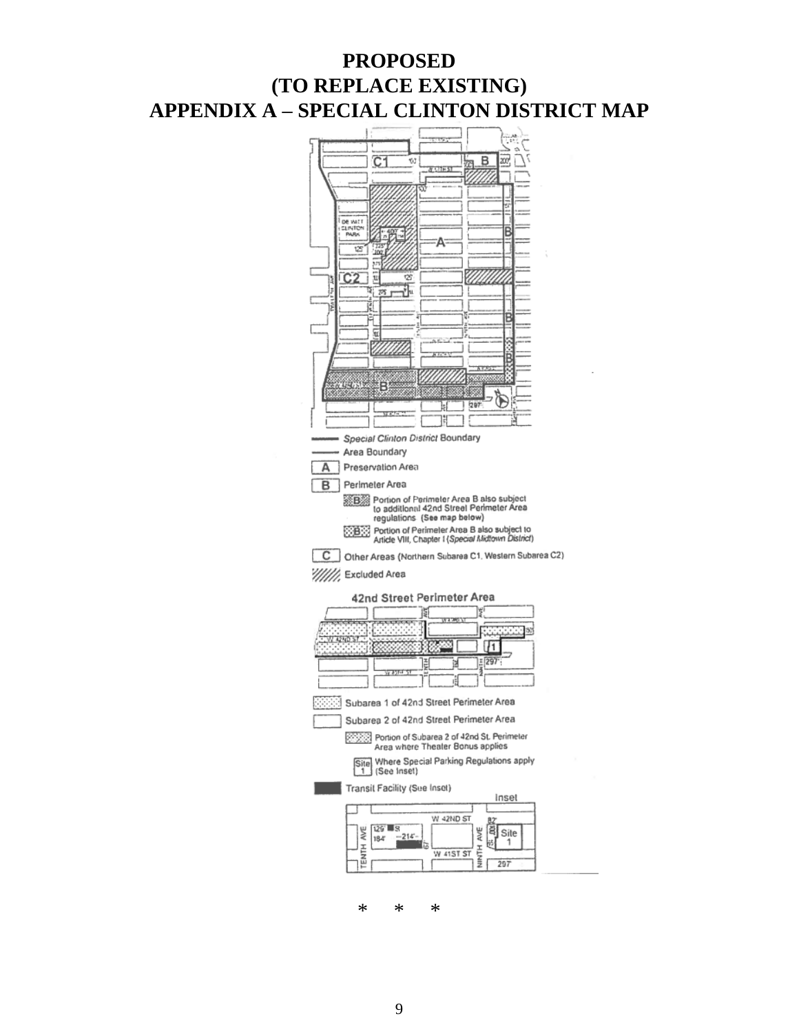# PROPOSED
# (TO REPLACE EXISTING)
# APPENDIX A – SPECIAL CLINTON DISTRICT MAP

Special Clinton District Boundary

Area Boundary

A Preservation Area

B Perimeter Area

B Portion of Perimeter Area B also subject to additional 42nd Street Perimeter Area regulations (See map below)

B Portion of Perimeter Area B also subject to Article VIII, Chapter I (*Special Midtown District*)

C Other Areas (Northern Subarea C1, Western Subarea C2)

Excluded Area

42nd Street Perimeter Area

Subarea 1 of 42nd Street Perimeter Area

Subarea 2 of 42nd Street Perimeter Area

Portion of Subarea 2 of 42nd St. Perimeter Area where Theater Bonus applies

Site 1 Where Special Parking Regulations apply (See Inset)

Transit Facility (See Inset)

Inset

\*  \*  \*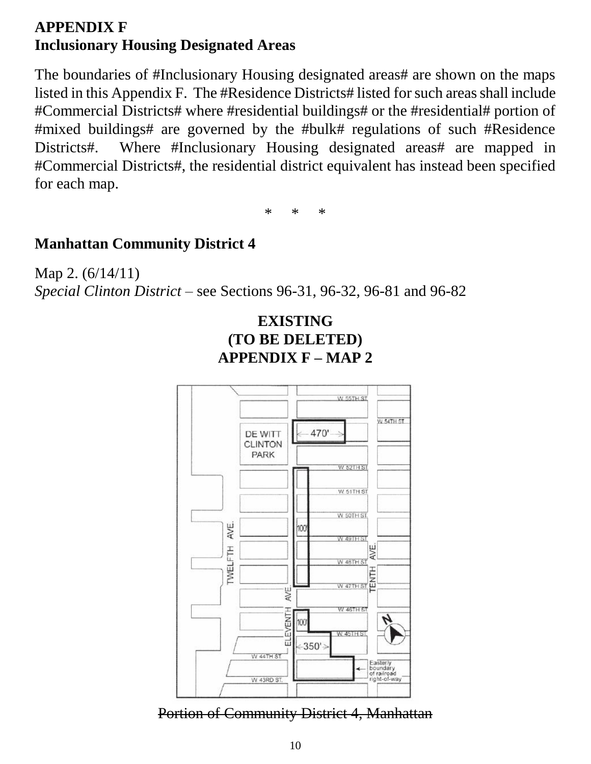**APPENDIX F**
**Inclusionary Housing Designated Areas**

The boundaries of #Inclusionary Housing designated areas# are shown on the maps listed in this Appendix F. The #Residence Districts# listed for such areas shall include #Commercial Districts# where #residential buildings# or the #residential# portion of #mixed buildings# are governed by the #bulk# regulations of such #Residence Districts#. Where #Inclusionary Housing designated areas# are mapped in #Commercial Districts#, the residential district equivalent has instead been specified for each map.

\* \* \*

**Manhattan Community District 4**

Map 2. (6/14/11)
*Special Clinton District* – see Sections 96-31, 96-32, 96-81 and 96-82

**EXISTING**
**(TO BE DELETED)**
**APPENDIX F – MAP 2**

~~Portion of Community District 4, Manhattan~~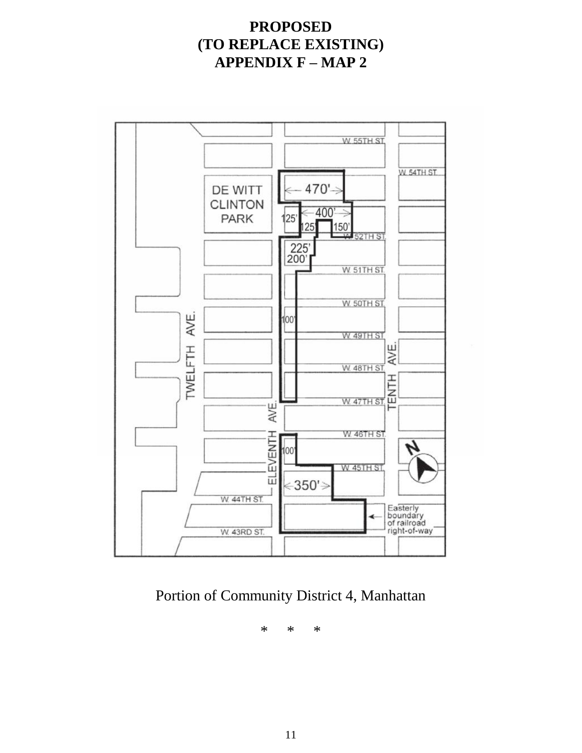**PROPOSED**
**(TO REPLACE EXISTING)**
**APPENDIX F – MAP 2**

Portion of Community District 4, Manhattan

\* \* \*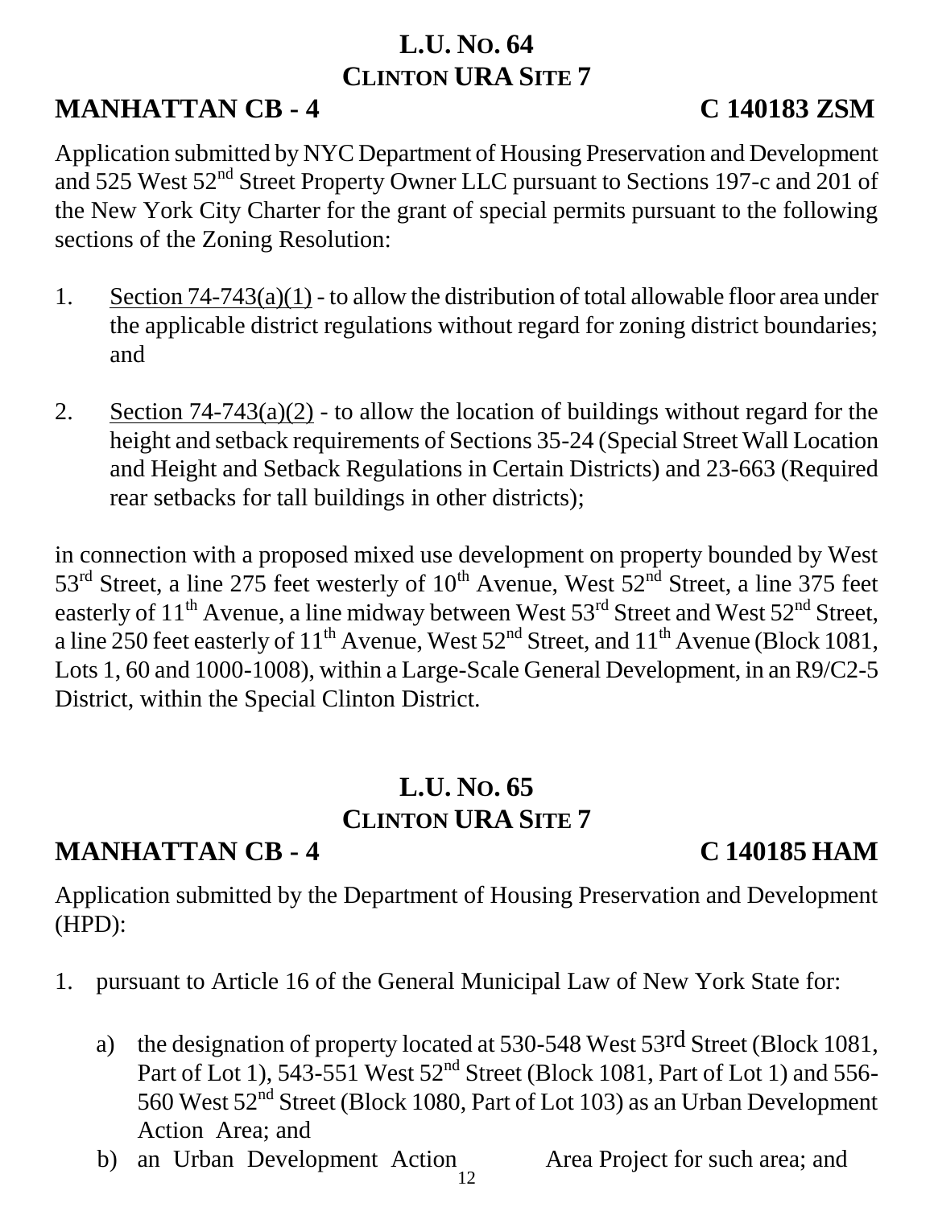## L.U. NO. 64
## CLINTON URA SITE 7

**MANHATTAN CB - 4** **C 140183 ZSM**

Application submitted by NYC Department of Housing Preservation and Development and 525 West 52nd Street Property Owner LLC pursuant to Sections 197-c and 201 of the New York City Charter for the grant of special permits pursuant to the following sections of the Zoning Resolution:

1. Section 74-743(a)(1) - to allow the distribution of total allowable floor area under the applicable district regulations without regard for zoning district boundaries; and

2. Section 74-743(a)(2) - to allow the location of buildings without regard for the height and setback requirements of Sections 35-24 (Special Street Wall Location and Height and Setback Regulations in Certain Districts) and 23-663 (Required rear setbacks for tall buildings in other districts);

in connection with a proposed mixed use development on property bounded by West 53rd Street, a line 275 feet westerly of 10th Avenue, West 52nd Street, a line 375 feet easterly of 11th Avenue, a line midway between West 53rd Street and West 52nd Street, a line 250 feet easterly of 11th Avenue, West 52nd Street, and 11th Avenue (Block 1081, Lots 1, 60 and 1000-1008), within a Large-Scale General Development, in an R9/C2-5 District, within the Special Clinton District.

## L.U. NO. 65
## CLINTON URA SITE 7

**MANHATTAN CB - 4** **C 140185 HAM**

Application submitted by the Department of Housing Preservation and Development (HPD):

1. pursuant to Article 16 of the General Municipal Law of New York State for:

   a) the designation of property located at 530-548 West 53rd Street (Block 1081, Part of Lot 1), 543-551 West 52nd Street (Block 1081, Part of Lot 1) and 556-560 West 52nd Street (Block 1080, Part of Lot 103) as an Urban Development Action Area; and

   b) an Urban Development Action Area Project for such area; and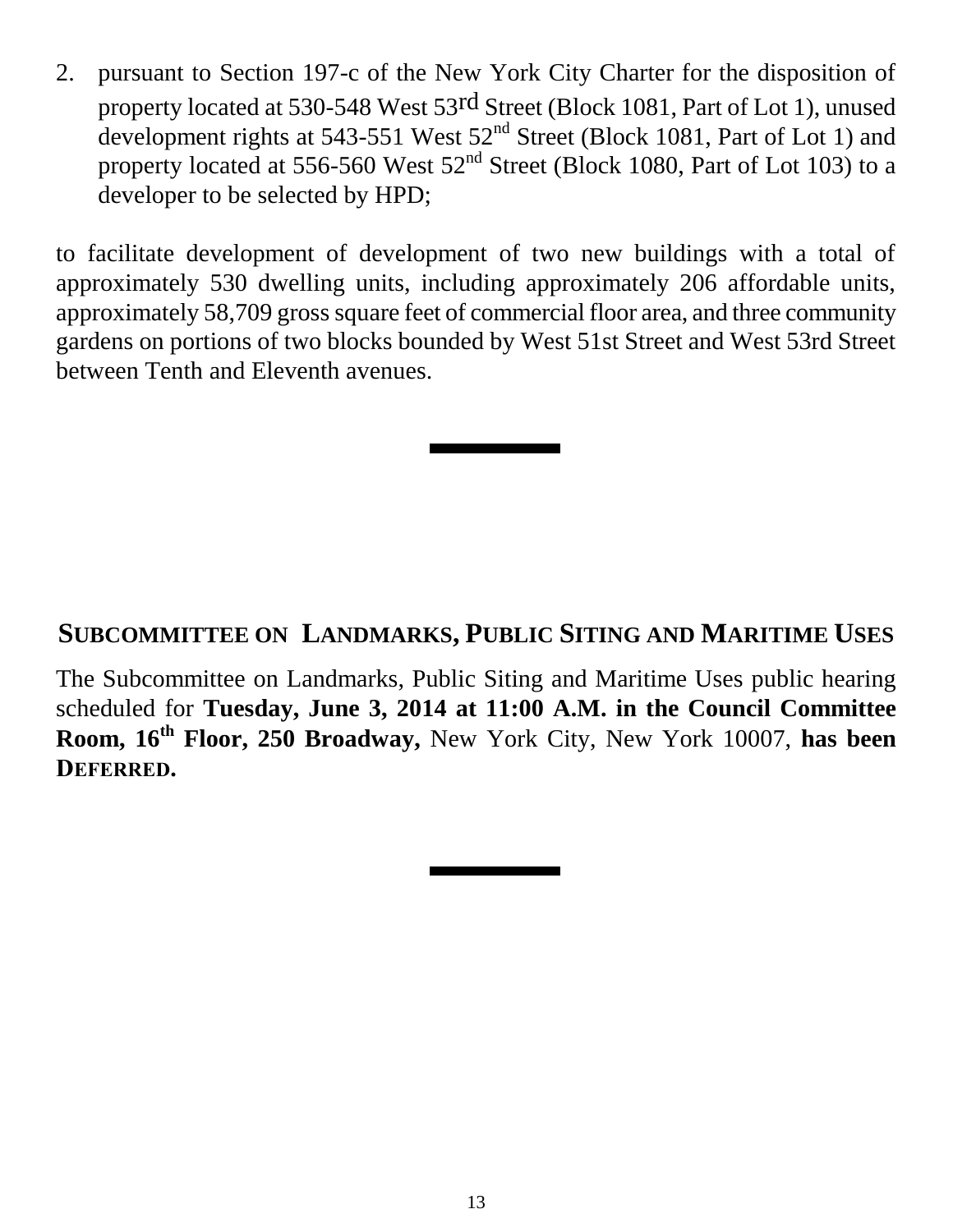2. pursuant to Section 197-c of the New York City Charter for the disposition of property located at 530-548 West 53rd Street (Block 1081, Part of Lot 1), unused development rights at 543-551 West 52nd Street (Block 1081, Part of Lot 1) and property located at 556-560 West 52nd Street (Block 1080, Part of Lot 103) to a developer to be selected by HPD;

to facilitate development of development of two new buildings with a total of approximately 530 dwelling units, including approximately 206 affordable units, approximately 58,709 gross square feet of commercial floor area, and three community gardens on portions of two blocks bounded by West 51st Street and West 53rd Street between Tenth and Eleventh avenues.

---

## SUBCOMMITTEE ON LANDMARKS, PUBLIC SITING AND MARITIME USES

The Subcommittee on Landmarks, Public Siting and Maritime Uses public hearing scheduled for **Tuesday, June 3, 2014 at 11:00 A.M. in the Council Committee Room, 16th Floor, 250 Broadway,** New York City, New York 10007, **has been DEFERRED.**

---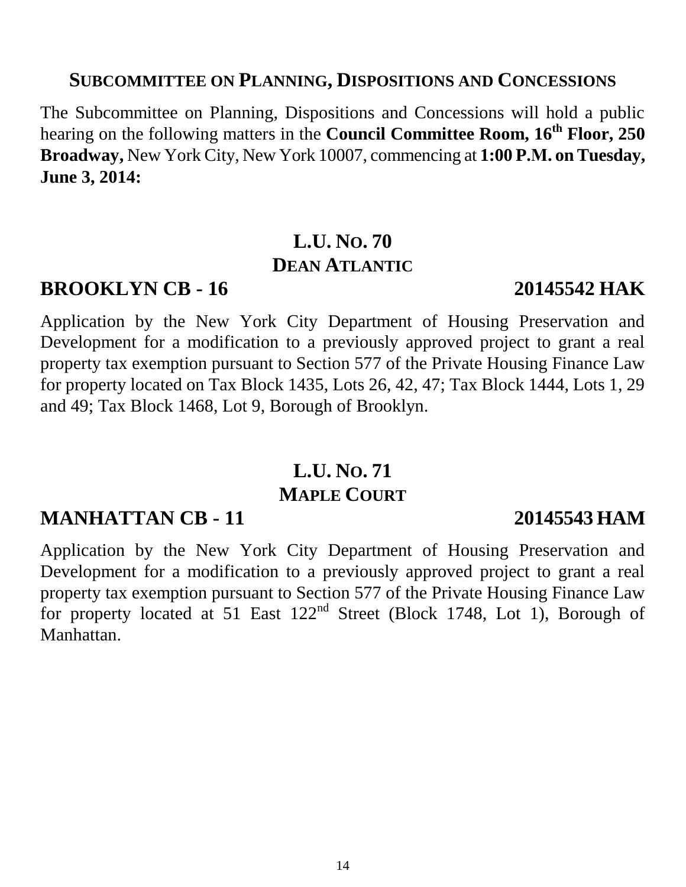## SUBCOMMITTEE ON PLANNING, DISPOSITIONS AND CONCESSIONS

The Subcommittee on Planning, Dispositions and Concessions will hold a public hearing on the following matters in the **Council Committee Room, 16th Floor, 250 Broadway,** New York City, New York 10007, commencing at **1:00 P.M. on Tuesday, June 3, 2014:**

### L.U. NO. 70
### DEAN ATLANTIC

**BROOKLYN CB - 16 20145542 HAK**

Application by the New York City Department of Housing Preservation and Development for a modification to a previously approved project to grant a real property tax exemption pursuant to Section 577 of the Private Housing Finance Law for property located on Tax Block 1435, Lots 26, 42, 47; Tax Block 1444, Lots 1, 29 and 49; Tax Block 1468, Lot 9, Borough of Brooklyn.

### L.U. NO. 71
### MAPLE COURT

**MANHATTAN CB - 11 20145543 HAM**

Application by the New York City Department of Housing Preservation and Development for a modification to a previously approved project to grant a real property tax exemption pursuant to Section 577 of the Private Housing Finance Law for property located at 51 East 122nd Street (Block 1748, Lot 1), Borough of Manhattan.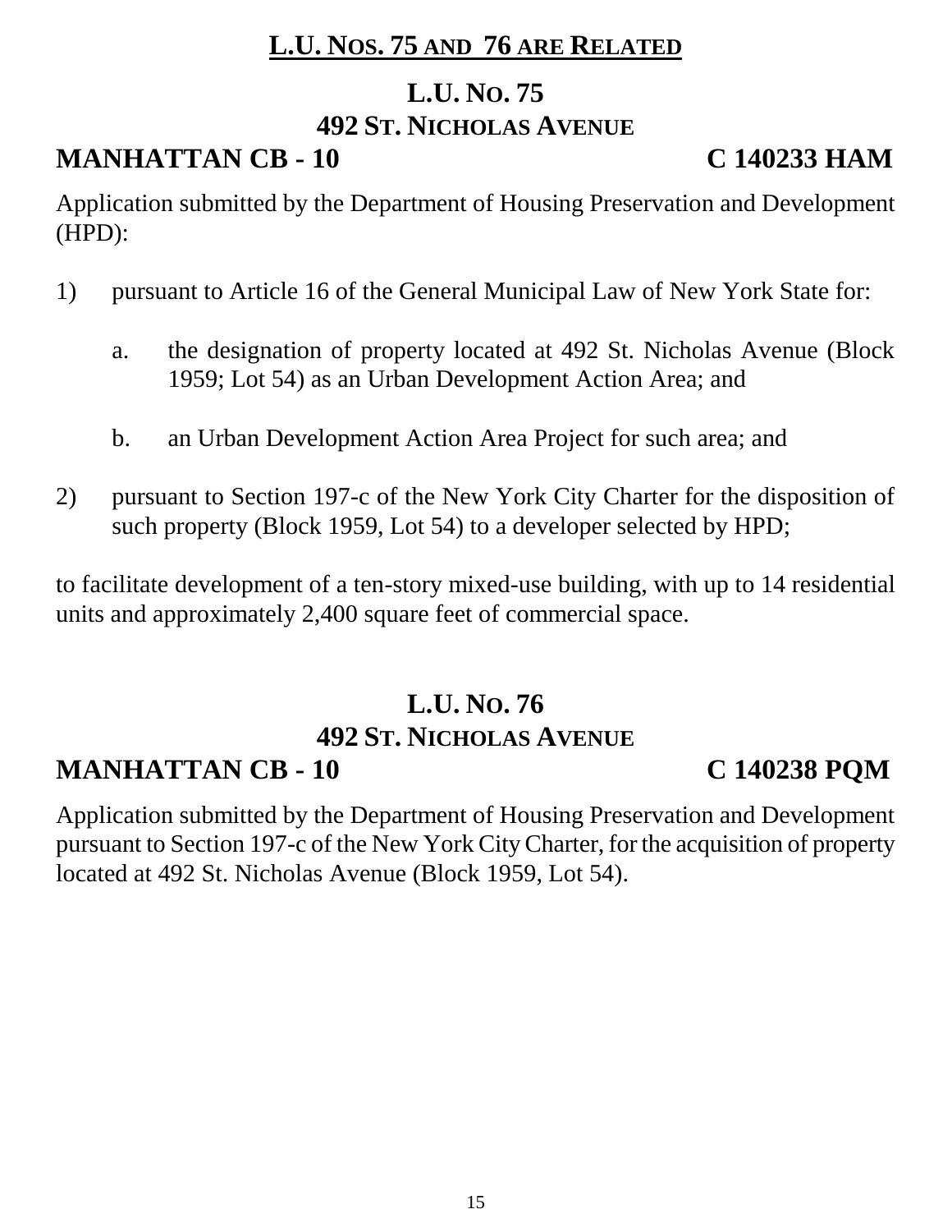**L.U. NOS. 75 AND 76 ARE RELATED**

## L.U. NO. 75
## 492 ST. NICHOLAS AVENUE

**MANHATTAN CB - 10** **C 140233 HAM**

Application submitted by the Department of Housing Preservation and Development (HPD):

1) pursuant to Article 16 of the General Municipal Law of New York State for:

   a. the designation of property located at 492 St. Nicholas Avenue (Block 1959; Lot 54) as an Urban Development Action Area; and

   b. an Urban Development Action Area Project for such area; and

2) pursuant to Section 197-c of the New York City Charter for the disposition of such property (Block 1959, Lot 54) to a developer selected by HPD;

to facilitate development of a ten-story mixed-use building, with up to 14 residential units and approximately 2,400 square feet of commercial space.

## L.U. NO. 76
## 492 ST. NICHOLAS AVENUE

**MANHATTAN CB - 10** **C 140238 PQM**

Application submitted by the Department of Housing Preservation and Development pursuant to Section 197-c of the New York City Charter, for the acquisition of property located at 492 St. Nicholas Avenue (Block 1959, Lot 54).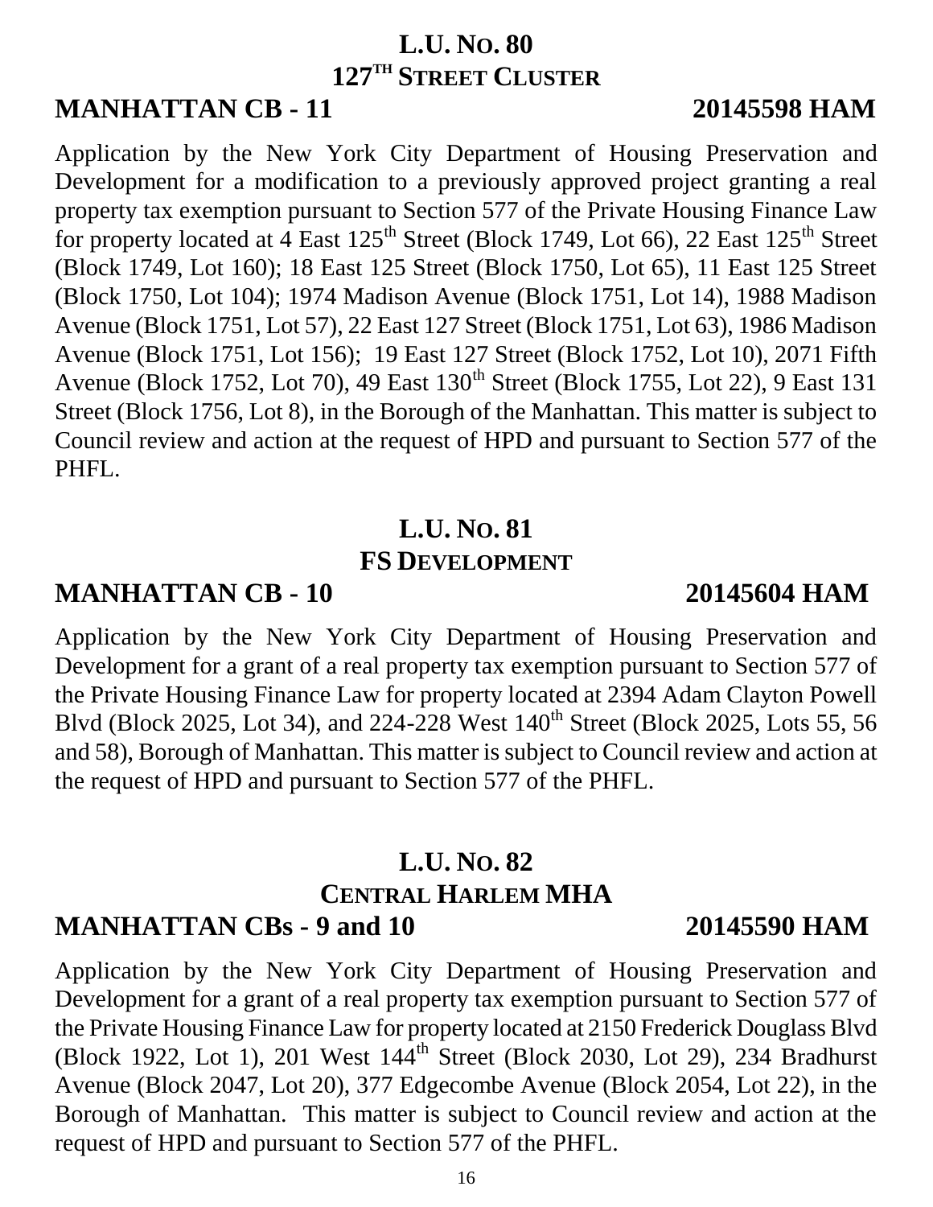## L.U. No. 80
## 127th Street Cluster

**MANHATTAN CB - 11** **20145598 HAM**

Application by the New York City Department of Housing Preservation and Development for a modification to a previously approved project granting a real property tax exemption pursuant to Section 577 of the Private Housing Finance Law for property located at 4 East 125th Street (Block 1749, Lot 66), 22 East 125th Street (Block 1749, Lot 160); 18 East 125 Street (Block 1750, Lot 65), 11 East 125 Street (Block 1750, Lot 104); 1974 Madison Avenue (Block 1751, Lot 14), 1988 Madison Avenue (Block 1751, Lot 57), 22 East 127 Street (Block 1751, Lot 63), 1986 Madison Avenue (Block 1751, Lot 156); 19 East 127 Street (Block 1752, Lot 10), 2071 Fifth Avenue (Block 1752, Lot 70), 49 East 130th Street (Block 1755, Lot 22), 9 East 131 Street (Block 1756, Lot 8), in the Borough of the Manhattan. This matter is subject to Council review and action at the request of HPD and pursuant to Section 577 of the PHFL.

## L.U. No. 81
## FS Development

**MANHATTAN CB - 10** **20145604 HAM**

Application by the New York City Department of Housing Preservation and Development for a grant of a real property tax exemption pursuant to Section 577 of the Private Housing Finance Law for property located at 2394 Adam Clayton Powell Blvd (Block 2025, Lot 34), and 224-228 West 140th Street (Block 2025, Lots 55, 56 and 58), Borough of Manhattan. This matter is subject to Council review and action at the request of HPD and pursuant to Section 577 of the PHFL.

## L.U. No. 82
## Central Harlem MHA

**MANHATTAN CBs - 9 and 10** **20145590 HAM**

Application by the New York City Department of Housing Preservation and Development for a grant of a real property tax exemption pursuant to Section 577 of the Private Housing Finance Law for property located at 2150 Frederick Douglass Blvd (Block 1922, Lot 1), 201 West 144th Street (Block 2030, Lot 29), 234 Bradhurst Avenue (Block 2047, Lot 20), 377 Edgecombe Avenue (Block 2054, Lot 22), in the Borough of Manhattan. This matter is subject to Council review and action at the request of HPD and pursuant to Section 577 of the PHFL.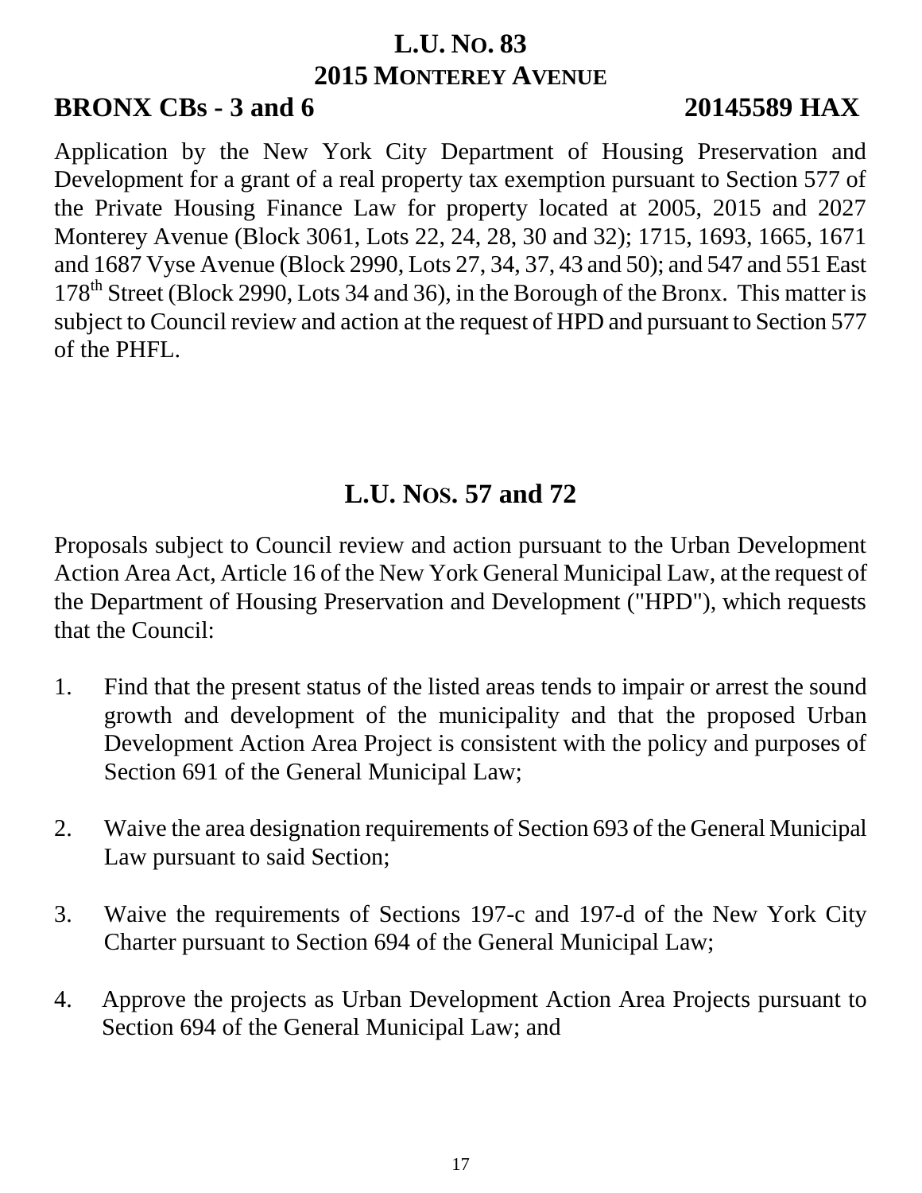## L.U. No. 83
## 2015 Monterey Avenue

**BRONX CBs - 3 and 6** **20145589 HAX**

Application by the New York City Department of Housing Preservation and Development for a grant of a real property tax exemption pursuant to Section 577 of the Private Housing Finance Law for property located at 2005, 2015 and 2027 Monterey Avenue (Block 3061, Lots 22, 24, 28, 30 and 32); 1715, 1693, 1665, 1671 and 1687 Vyse Avenue (Block 2990, Lots 27, 34, 37, 43 and 50); and 547 and 551 East 178th Street (Block 2990, Lots 34 and 36), in the Borough of the Bronx. This matter is subject to Council review and action at the request of HPD and pursuant to Section 577 of the PHFL.

## L.U. Nos. 57 and 72

Proposals subject to Council review and action pursuant to the Urban Development Action Area Act, Article 16 of the New York General Municipal Law, at the request of the Department of Housing Preservation and Development ("HPD"), which requests that the Council:

1. Find that the present status of the listed areas tends to impair or arrest the sound growth and development of the municipality and that the proposed Urban Development Action Area Project is consistent with the policy and purposes of Section 691 of the General Municipal Law;

2. Waive the area designation requirements of Section 693 of the General Municipal Law pursuant to said Section;

3. Waive the requirements of Sections 197-c and 197-d of the New York City Charter pursuant to Section 694 of the General Municipal Law;

4. Approve the projects as Urban Development Action Area Projects pursuant to Section 694 of the General Municipal Law; and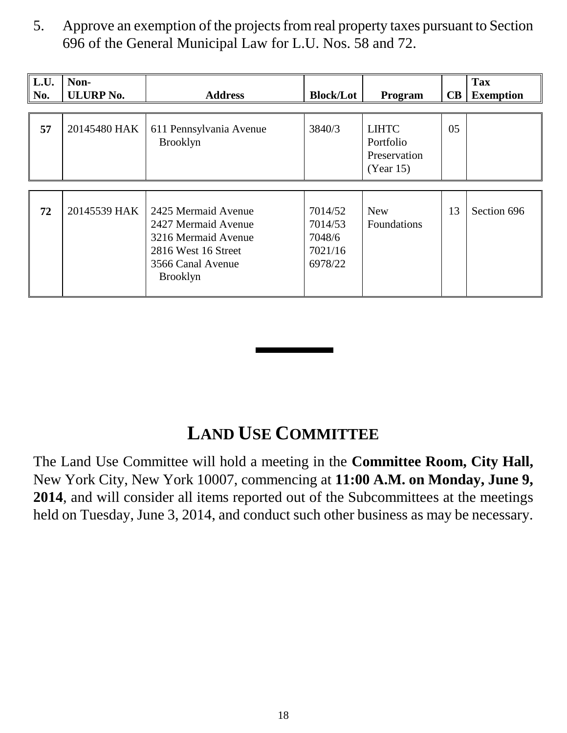5. Approve an exemption of the projects from real property taxes pursuant to Section 696 of the General Municipal Law for L.U. Nos. 58 and 72.

| L.U. No. | Non-ULURP No. | Address | Block/Lot | Program | CB | Tax Exemption |
|---|---|---|---|---|---|---|
| **57** | 20145480 HAK | 611 Pennsylvania Avenue Brooklyn | 3840/3 | LIHTC Portfolio Preservation (Year 15) | 05 | |
| **72** | 20145539 HAK | 2425 Mermaid Avenue<br>2427 Mermaid Avenue<br>3216 Mermaid Avenue<br>2816 West 16 Street<br>3566 Canal Avenue<br>Brooklyn | 7014/52<br>7014/53<br>7048/6<br>7021/16<br>6978/22 | New Foundations | 13 | Section 696 |

## LAND USE COMMITTEE

The Land Use Committee will hold a meeting in the **Committee Room, City Hall,** New York City, New York 10007, commencing at **11:00 A.M. on Monday, June 9, 2014**, and will consider all items reported out of the Subcommittees at the meetings held on Tuesday, June 3, 2014, and conduct such other business as may be necessary.